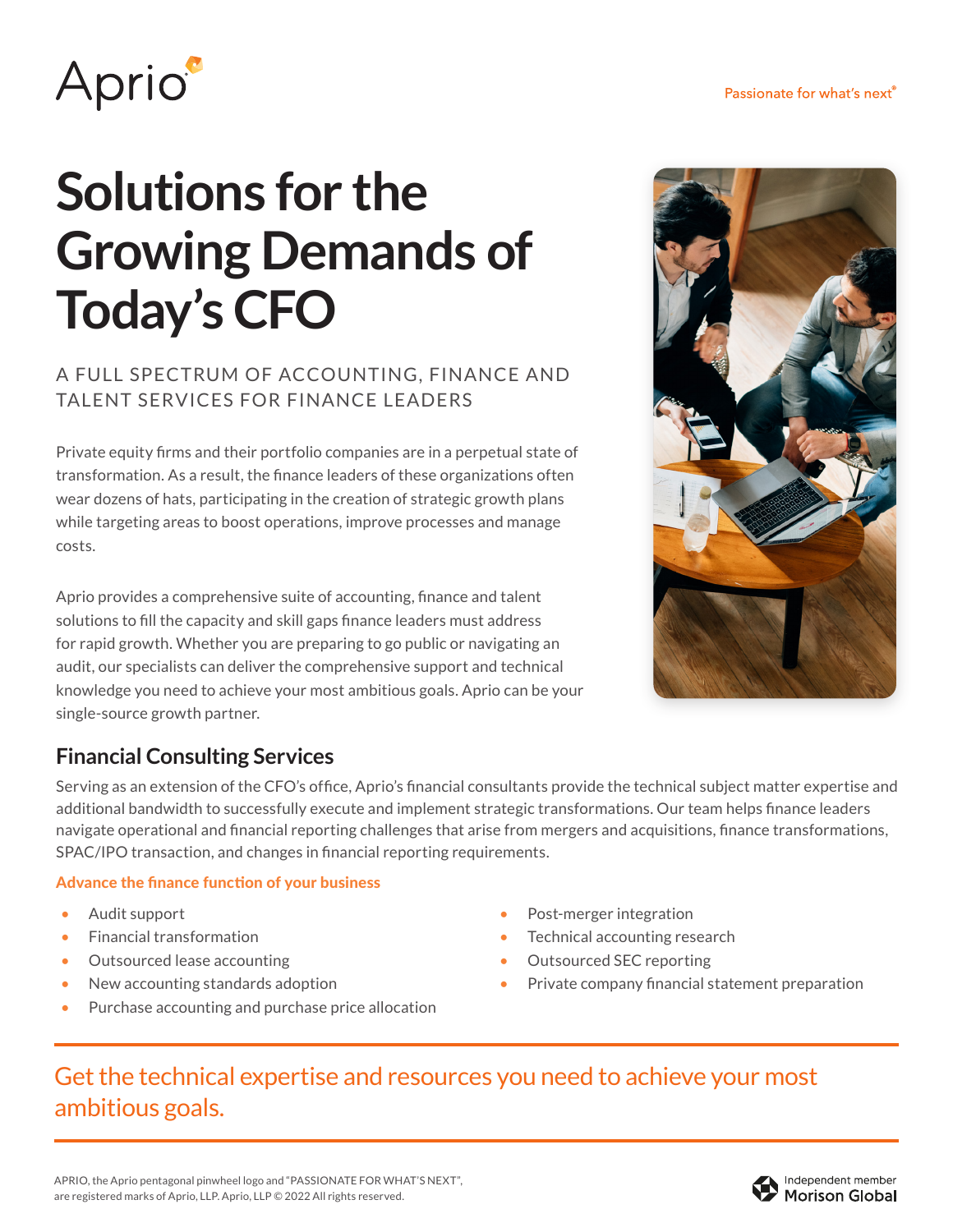Aprio

Passionate for what's next®

# Solutions for the Growing Demands of Today's CFO

A FULL SPECTRUM OF ACCOUNTING, FINANCE AND TALENT SERVICES FOR FINANCE LEADERS

Private equity firms and their portfolio companies are in a perpetual state of transformation. As a result, the finance leaders of these organizations often wear dozens of hats, participating in the creation of strategic growth plans while targeting areas to boost operations, improve processes and manage costs.

Aprio provides a comprehensive suite of accounting, finance and talent solutions to fill the capacity and skill gaps finance leaders must address for rapid growth. Whether you are preparing to go public or navigating an audit, our specialists can deliver the comprehensive support and technical knowledge you need to achieve your most ambitious goals. Aprio can be your single-source growth partner.

## Financial Consulting Services

Serving as an extension of the CFO's office, Aprio's financial consultants provide the technical subject matter expertise and additional bandwidth to successfully execute and implement strategic transformations. Our team helps finance leaders navigate operational and financial reporting challenges that arise from mergers and acquisitions, finance transformations, SPAC/IPO transaction, and changes in financial reporting requirements.

### Advance the finance function of your business

- Audit support
- Financial transformation
- Outsourced lease accounting
- New accounting standards adoption
- Purchase accounting and purchase price allocation
- Post-merger integration
- Technical accounting research
- Outsourced SEC reporting
- Private company financial statement preparation

Get the technical expertise and resources you need to achieve your most ambitious goals.

APRIO, the Aprio pentagonal pinwheel logo and "PASSIONATE FOR WHAT'S NEXT", are registered marks of Aprio, LLP. Aprio, LLP © 2022 All rights reserved.

Independent member Morison Global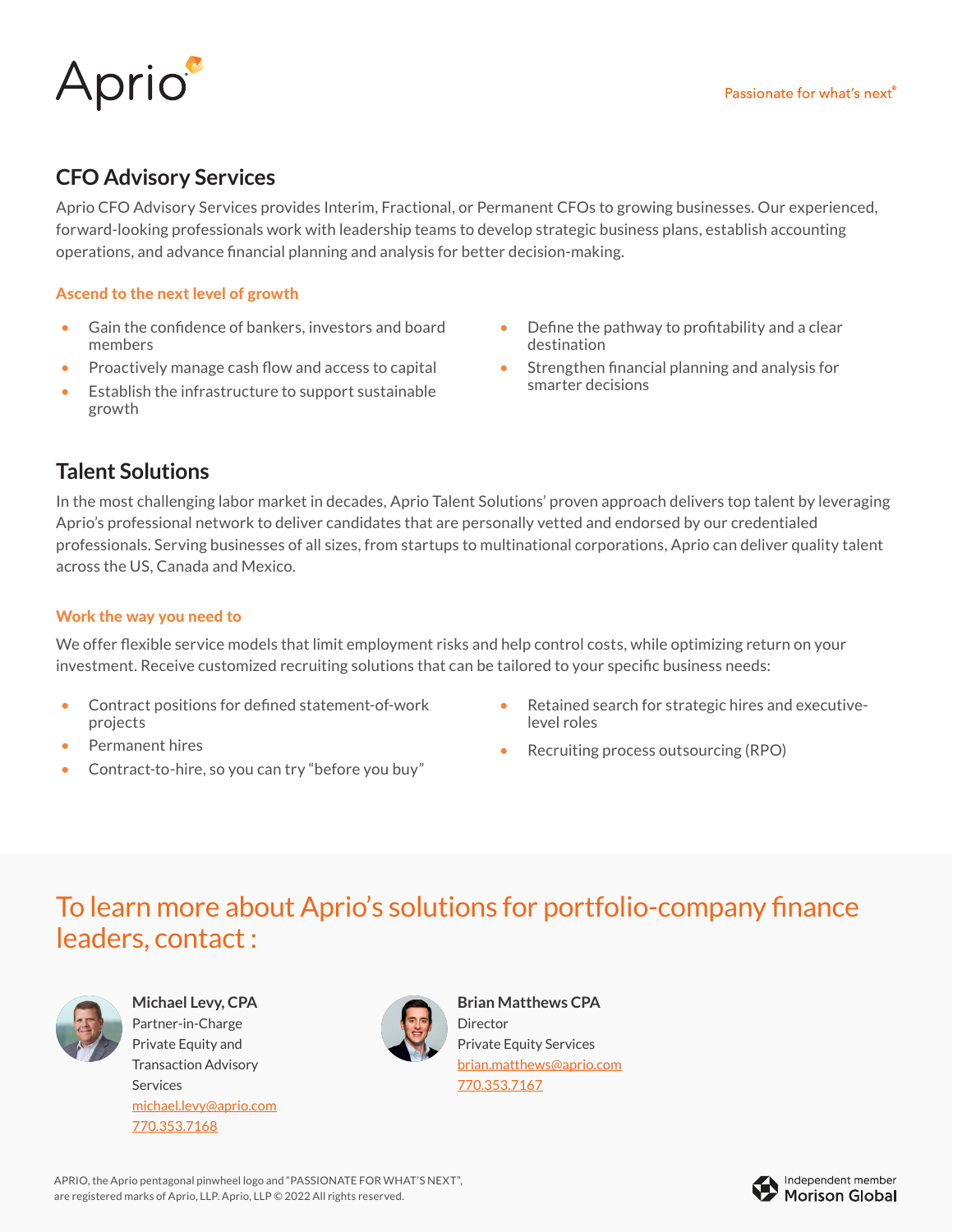## CFO Advisory Services

Aprio CFO Advisory Services provides Interim, Fractional, or Permanent CFOs to growing businesses. Our experienced, forward-looking professionals work with leadership teams to develop strategic business plans, establish accounting operations, and advance financial planning and analysis for better decision-making.

### Ascend to the next level of growth

- Gain the confidence of bankers, investors and board members
- Proactively manage cash flow and access to capital
- Establish the infrastructure to support sustainable growth
- Define the pathway to profitability and a clear destination
- Strengthen financial planning and analysis for smarter decisions

## Talent Solutions

In the most challenging labor market in decades, Aprio Talent Solutions' proven approach delivers top talent by leveraging Aprio's professional network to deliver candidates that are personally vetted and endorsed by our credentialed professionals. Serving businesses of all sizes, from startups to multinational corporations, Aprio can deliver quality talent across the US, Canada and Mexico.

### Work the way you need to

We offer flexible service models that limit employment risks and help control costs, while optimizing return on your investment. Receive customized recruiting solutions that can be tailored to your specific business needs:

- Contract positions for defined statement-of-work projects
- Permanent hires
- Contract-to-hire, so you can try "before you buy"
- Retained search for strategic hires and executive-level roles
- Recruiting process outsourcing (RPO)

## To learn more about Aprio's solutions for portfolio-company finance leaders, contact :

**Michael Levy, CPA**
Partner-in-Charge
Private Equity and Transaction Advisory Services
michael.levy@aprio.com
770.353.7168

**Brian Matthews CPA**
Director
Private Equity Services
brian.matthews@aprio.com
770.353.7167

APRIO, the Aprio pentagonal pinwheel logo and "PASSIONATE FOR WHAT'S NEXT", are registered marks of Aprio, LLP. Aprio, LLP © 2022 All rights reserved.

Independent member Morison Global